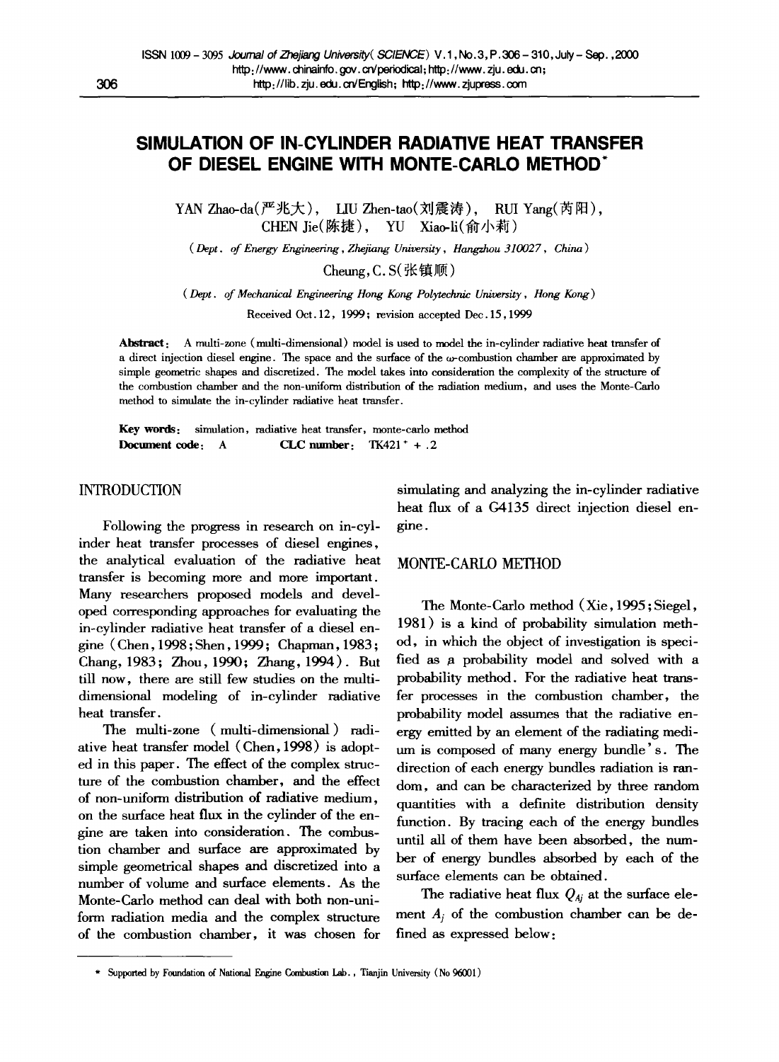# SIMULATION OF IN-CYLINDER RADIATIVE HEAT TRANSFER OF DIESEL ENGINE WITH MONTE-CARLO METHOD*

YAN Zhao-da(严兆大), LIU Zhen-tao(刘震涛), RUI Yang(芮阳), CHEN Jie(陈捷), YU Xiao-li(俞小莉)

(*Dept. of Energy Engineering, Zhejiang University, Hangzhou 310027, China*)

Cheung, C. S(张镇顺)

(*Dept. of Mechanical Engineering Hong Kong Polytechnic University, Hong Kong*)

Received Oct.12, 1999; revision accepted Dec.15, 1999

**Abstract**: A multi-zone (multi-dimensional) model is used to model the in-cylinder radiative heat transfer of a direct injection diesel engine. The space and the surface of the $\omega$-combustion chamber are approximated by simple geometric shapes and discretized. The model takes into consideration the complexity of the structure of the combustion chamber and the non-uniform distribution of the radiation medium, and uses the Monte-Carlo method to simulate the in-cylinder radiative heat transfer.

**Key words**: simulation, radiative heat transfer, monte-carlo method

**Document code**: A **CLC number**: TK421$^{+}$.2

## INTRODUCTION

Following the progress in research on in-cylinder heat transfer processes of diesel engines, the analytical evaluation of the radiative heat transfer is becoming more and more important. Many researchers proposed models and developed corresponding approaches for evaluating the in-cylinder radiative heat transfer of a diesel engine (Chen, 1998; Shen, 1999; Chapman, 1983; Chang, 1983; Zhou, 1990; Zhang, 1994). But till now, there are still few studies on the multi-dimensional modeling of in-cylinder radiative heat transfer.

The multi-zone (multi-dimensional) radiative heat transfer model (Chen, 1998) is adopted in this paper. The effect of the complex structure of the combustion chamber, and the effect of non-uniform distribution of radiative medium, on the surface heat flux in the cylinder of the engine are taken into consideration. The combustion chamber and surface are approximated by simple geometrical shapes and discretized into a number of volume and surface elements. As the Monte-Carlo method can deal with both non-uniform radiation media and the complex structure of the combustion chamber, it was chosen for simulating and analyzing the in-cylinder radiative heat flux of a G4135 direct injection diesel engine.

## MONTE-CARLO METHOD

The Monte-Carlo method (Xie, 1995; Siegel, 1981) is a kind of probability simulation method, in which the object of investigation is specified as a probability model and solved with a probability method. For the radiative heat transfer processes in the combustion chamber, the probability model assumes that the radiative energy emitted by an element of the radiating medium is composed of many energy bundle's. The direction of each energy bundles radiation is random, and can be characterized by three random quantities with a definite distribution density function. By tracing each of the energy bundles until all of them have been absorbed, the number of energy bundles absorbed by each of the surface elements can be obtained.

The radiative heat flux $Q_{Aj}$ at the surface element $A_j$ of the combustion chamber can be defined as expressed below:

---

* Supported by Foundation of National Engine Combustion Lab., Tianjin University (No 96001)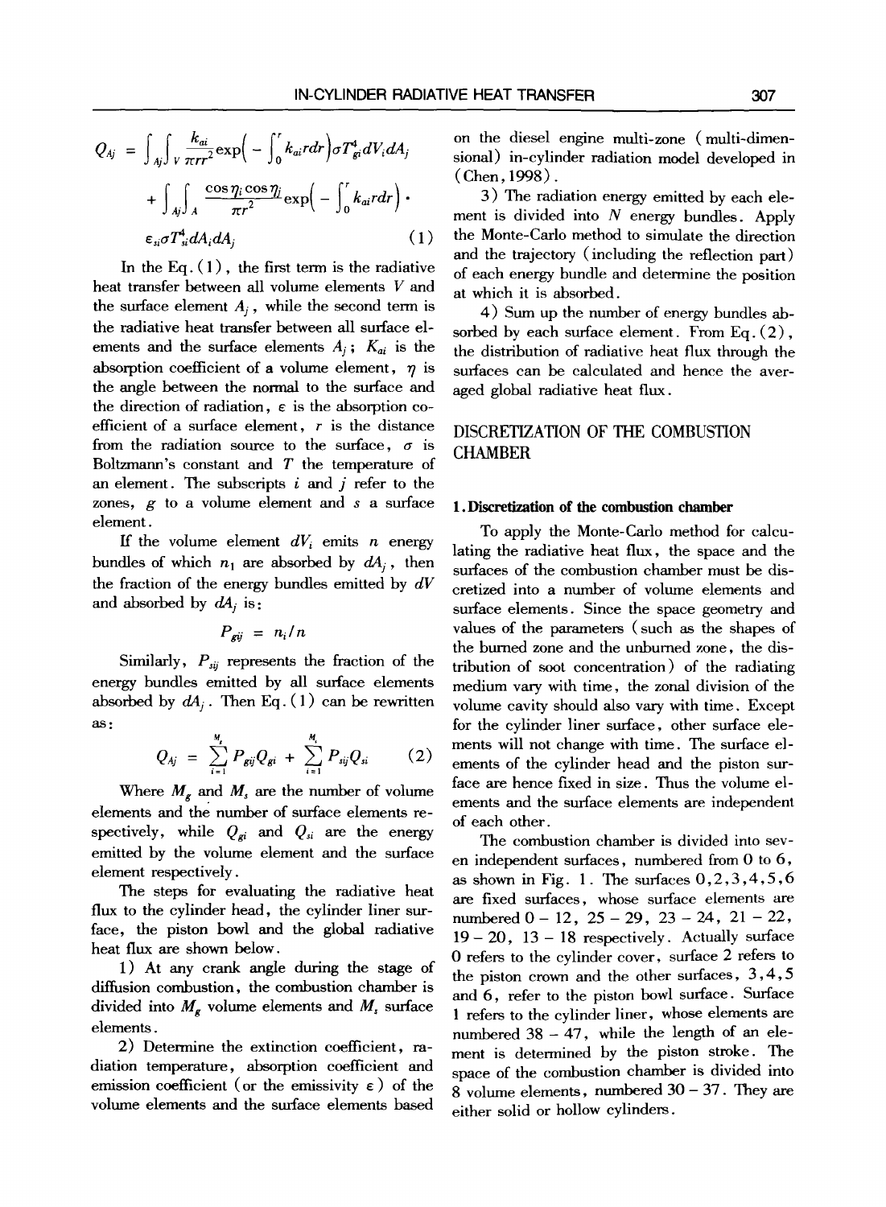$$Q_{Aj} = \int_{Aj}\int_{V} \frac{k_{ai}}{\pi r r^2} \exp\left( - \int_0^r k_{ai} r dr \right) \sigma T_{gi}^4 dV_i dA_j + \int_{Aj}\int_{A} \frac{\cos \eta_i \cos \eta_j}{\pi r^2} \exp\left( - \int_0^r k_{ai} r dr \right) \cdot \varepsilon_{si} \sigma T_{si}^4 dA_i dA_j \quad (1)$$

In the Eq. (1), the first term is the radiative heat transfer between all volume elements $V$ and the surface element $A_j$, while the second term is the radiative heat transfer between all surface elements and the surface elements $A_j$; $K_{ai}$ is the absorption coefficient of a volume element, $\eta$ is the angle between the normal to the surface and the direction of radiation, $\varepsilon$ is the absorption coefficient of a surface element, $r$ is the distance from the radiation source to the surface, $\sigma$ is Boltzmann's constant and $T$ the temperature of an element. The subscripts $i$ and $j$ refer to the zones, $g$ to a volume element and $s$ a surface element.

If the volume element $dV_i$ emits $n$ energy bundles of which $n_1$ are absorbed by $dA_j$, then the fraction of the energy bundles emitted by $dV$ and absorbed by $dA_j$ is:

$$P_{gij} = n_i / n$$

Similarly, $P_{sij}$ represents the fraction of the energy bundles emitted by all surface elements absorbed by $dA_j$. Then Eq. (1) can be rewritten as:

$$Q_{Aj} = \sum_{i=1}^{M_g} P_{gij} Q_{gi} + \sum_{i=1}^{M_s} P_{sij} Q_{si} \quad (2)$$

Where $M_g$ and $M_s$ are the number of volume elements and the number of surface elements respectively, while $Q_{gi}$ and $Q_{si}$ are the energy emitted by the volume element and the surface element respectively.

The steps for evaluating the radiative heat flux to the cylinder head, the cylinder liner surface, the piston bowl and the global radiative heat flux are shown below.

1) At any crank angle during the stage of diffusion combustion, the combustion chamber is divided into $M_g$ volume elements and $M_s$ surface elements.

2) Determine the extinction coefficient, radiation temperature, absorption coefficient and emission coefficient (or the emissivity $\varepsilon$) of the volume elements and the surface elements based on the diesel engine multi-zone (multi-dimensional) in-cylinder radiation model developed in (Chen, 1998).

3) The radiation energy emitted by each element is divided into $N$ energy bundles. Apply the Monte-Carlo method to simulate the direction and the trajectory (including the reflection part) of each energy bundle and determine the position at which it is absorbed.

4) Sum up the number of energy bundles absorbed by each surface element. From Eq. (2), the distribution of radiative heat flux through the surfaces can be calculated and hence the averaged global radiative heat flux.

## DISCRETIZATION OF THE COMBUSTION CHAMBER

### 1. Discretization of the combustion chamber

To apply the Monte-Carlo method for calculating the radiative heat flux, the space and the surfaces of the combustion chamber must be discretized into a number of volume elements and surface elements. Since the space geometry and values of the parameters (such as the shapes of the burned zone and the unburned zone, the distribution of soot concentration) of the radiating medium vary with time, the zonal division of the volume cavity should also vary with time. Except for the cylinder liner surface, other surface elements will not change with time. The surface elements of the cylinder head and the piston surface are hence fixed in size. Thus the volume elements and the surface elements are independent of each other.

The combustion chamber is divided into seven independent surfaces, numbered from 0 to 6, as shown in Fig. 1. The surfaces 0, 2, 3, 4, 5, 6 are fixed surfaces, whose surface elements are numbered 0 – 12, 25 – 29, 23 – 24, 21 – 22, 19 – 20, 13 – 18 respectively. Actually surface 0 refers to the cylinder cover, surface 2 refers to the piston crown and the other surfaces, 3, 4, 5 and 6, refer to the piston bowl surface. Surface 1 refers to the cylinder liner, whose elements are numbered 38 – 47, while the length of an element is determined by the piston stroke. The space of the combustion chamber is divided into 8 volume elements, numbered 30 – 37. They are either solid or hollow cylinders.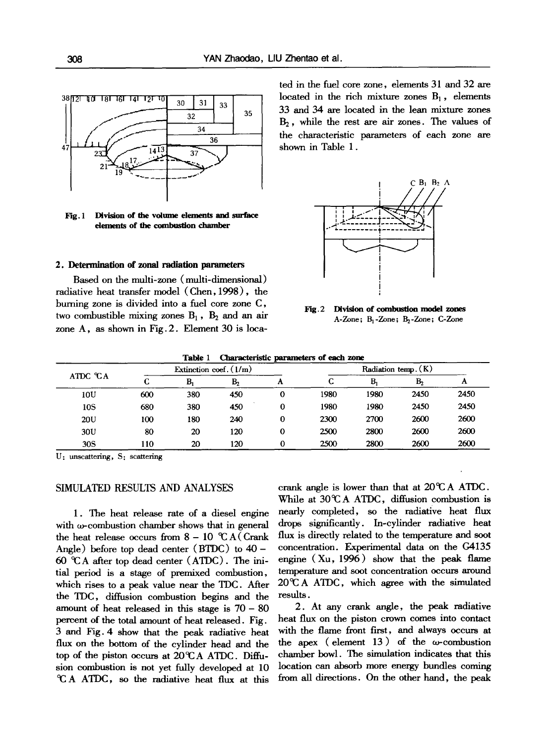Fig. 1 Division of the volume elements and surface elements of the combustion chamber

## 2. Determination of zonal radiation parameters

Based on the multi-zone (multi-dimensional) radiative heat transfer model (Chen, 1998), the burning zone is divided into a fuel core zone C, two combustible mixing zones $B_1$, $B_2$ and an air zone A, as shown in Fig. 2. Element 30 is located in the fuel core zone, elements 31 and 32 are located in the rich mixture zones $B_1$, elements 33 and 34 are located in the lean mixture zones $B_2$, while the rest are air zones. The values of the characteristic parameters of each zone are shown in Table 1.

Fig. 2 Division of combustion model zones
A-Zone; $B_1$-Zone; $B_2$-Zone; C-Zone

Table 1 Characteristic parameters of each zone

| ATDC ℃A | Extinction coef. (1/m) | | | | Radiation temp. (K) | | | |
|---|---|---|---|---|---|---|---|---|
| | C | $B_1$ | $B_2$ | A | C | $B_1$ | $B_2$ | A |
| 10U | 600 | 380 | 450 | 0 | 1980 | 1980 | 2450 | 2450 |
| 10S | 680 | 380 | 450 | 0 | 1980 | 1980 | 2450 | 2450 |
| 20U | 100 | 180 | 240 | 0 | 2300 | 2700 | 2600 | 2600 |
| 30U | 80 | 20 | 120 | 0 | 2500 | 2800 | 2600 | 2600 |
| 30S | 110 | 20 | 120 | 0 | 2500 | 2800 | 2600 | 2600 |

U: unscattering, S: scattering

# SIMULATED RESULTS AND ANALYSES

1. The heat release rate of a diesel engine with ω-combustion chamber shows that in general the heat release occurs from 8 – 10 ℃A (Crank Angle) before top dead center (BTDC) to 40 – 60 ℃A after top dead center (ATDC). The initial period is a stage of premixed combustion, which rises to a peak value near the TDC. After the TDC, diffusion combustion begins and the amount of heat released in this stage is 70 – 80 percent of the total amount of heat released. Fig. 3 and Fig. 4 show that the peak radiative heat flux on the bottom of the cylinder head and the top of the piston occurs at 20℃A ATDC. Diffusion combustion is not yet fully developed at 10 ℃A ATDC, so the radiative heat flux at this crank angle is lower than that at 20℃A ATDC. While at 30℃A ATDC, diffusion combustion is nearly completed, so the radiative heat flux drops significantly. In-cylinder radiative heat flux is directly related to the temperature and soot concentration. Experimental data on the G4135 engine (Xu, 1996) show that the peak flame temperature and soot concentration occurs around 20℃A ATDC, which agree with the simulated results.

2. At any crank angle, the peak radiative heat flux on the piston crown comes into contact with the flame front first, and always occurs at the apex (element 13) of the ω-combustion chamber bowl. The simulation indicates that this location can absorb more energy bundles coming from all directions. On the other hand, the peak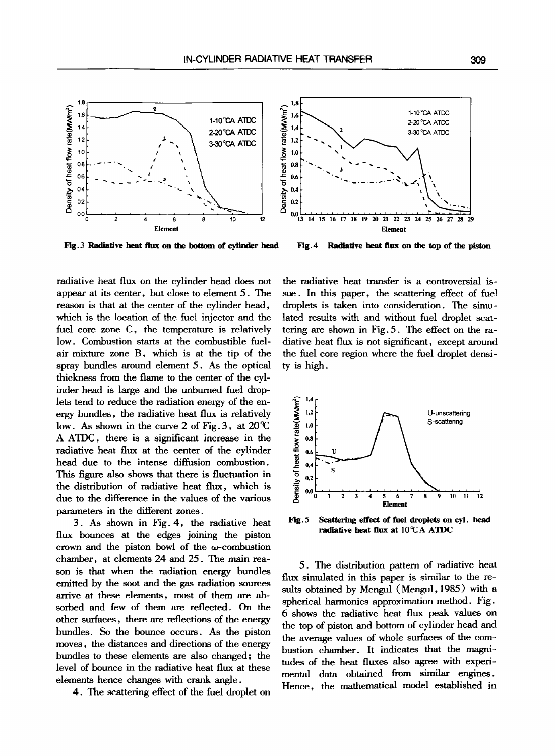Fig.3 Radiative heat flux on the bottom of cylinder head

Fig.4 Radiative heat flux on the top of the piston

radiative heat flux on the cylinder head does not appear at its center, but close to element 5. The reason is that at the center of the cylinder head, which is the location of the fuel injector and the fuel core zone C, the temperature is relatively low. Combustion starts at the combustible fuel-air mixture zone B, which is at the tip of the spray bundles around element 5. As the optical thickness from the flame to the center of the cylinder head is large and the unburned fuel droplets tend to reduce the radiation energy of the energy bundles, the radiative heat flux is relatively low. As shown in the curve 2 of Fig.3, at 20℃A ATDC, there is a significant increase in the radiative heat flux at the center of the cylinder head due to the intense diffusion combustion. This figure also shows that there is fluctuation in the distribution of radiative heat flux, which is due to the difference in the values of the various parameters in the different zones.

3. As shown in Fig. 4, the radiative heat flux bounces at the edges joining the piston crown and the piston bowl of the ω-combustion chamber, at elements 24 and 25. The main reason is that when the radiation energy bundles emitted by the soot and the gas radiation sources arrive at these elements, most of them are absorbed and few of them are reflected. On the other surfaces, there are reflections of the energy bundles. So the bounce occurs. As the piston moves, the distances and directions of the energy bundles to these elements are also changed; the level of bounce in the radiative heat flux at these elements hence changes with crank angle.

4. The scattering effect of the fuel droplet on the radiative heat transfer is a controversial issue. In this paper, the scattering effect of fuel droplets is taken into consideration. The simulated results with and without fuel droplet scattering are shown in Fig.5. The effect on the radiative heat flux is not significant, except around the fuel core region where the fuel droplet density is high.

Fig.5 Scattering effect of fuel droplets on cyl. head radiative heat flux at 10℃A ATDC

5. The distribution pattern of radiative heat flux simulated in this paper is similar to the results obtained by Mengul (Mengul, 1985) with a spherical harmonics approximation method. Fig. 6 shows the radiative heat flux peak values on the top of piston and bottom of cylinder head and the average values of whole surfaces of the combustion chamber. It indicates that the magnitudes of the heat fluxes also agree with experimental data obtained from similar engines. Hence, the mathematical model established in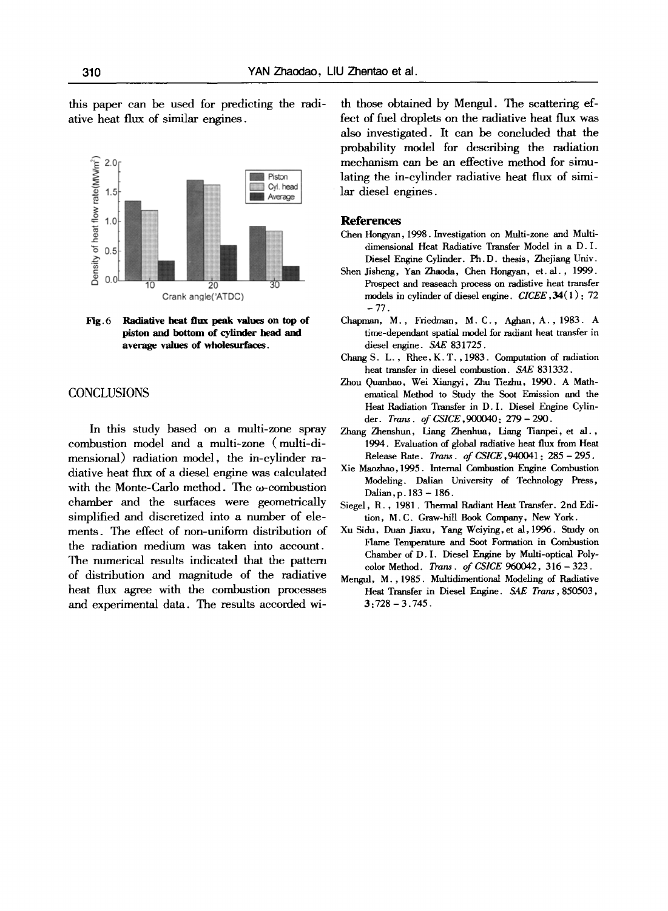this paper can be used for predicting the radiative heat flux of similar engines.

Density of heat flow rate(MW/m²)

2.0
1.5
1.0
0.5
0.0

Piston
Cyl. head
Average

10
20
30

Crank angle(°ATDC)

**Fig. 6 Radiative heat flux peak values on top of piston and bottom of cylinder head and average values of wholesurfaces.**

## CONCLUSIONS

In this study based on a multi-zone spray combustion model and a multi-zone (multi-dimensional) radiation model, the in-cylinder radiative heat flux of a diesel engine was calculated with the Monte-Carlo method. The ω-combustion chamber and the surfaces were geometrically simplified and discretized into a number of elements. The effect of non-uniform distribution of the radiation medium was taken into account. The numerical results indicated that the pattern of distribution and magnitude of the radiative heat flux agree with the combustion processes and experimental data. The results accorded with those obtained by Mengul. The scattering effect of fuel droplets on the radiative heat flux was also investigated. It can be concluded that the probability model for describing the radiation mechanism can be an effective method for simulating the in-cylinder radiative heat flux of similar diesel engines.

## References

Chen Hongyan, 1998. Investigation on Multi-zone and Multi-dimensional Heat Radiative Transfer Model in a D.I. Diesel Engine Cylinder. Ph.D. thesis, Zhejiang Univ.

Shen Jisheng, Yan Zhaoda, Chen Hongyan, et. al., 1999. Prospect and reaseach process on radistive heat transfer models in cylinder of diesel engine. *CICEE*, **34**(1): 72 – 77.

Chapman, M., Friedman, M. C., Aghan, A., 1983. A time-dependant spatial model for radiant heat transfer in diesel engine. *SAE* 831725.

Chang S. L., Rhee, K. T., 1983. Computation of radiation heat transfer in diesel combustion. *SAE* 831332.

Zhou Quanbao, Wei Xiangyi, Zhu Tiezhu, 1990. A Mathematical Method to Study the Soot Emission and the Heat Radiation Transfer in D.I. Diesel Engine Cylinder. *Trans. of CSICE*, 900040: 279 – 290.

Zhang Zhenshun, Liang Zhenhua, Liang Tianpei, et al., 1994. Evaluation of global radiative heat flux from Heat Release Rate. *Trans. of CSICE*, 940041: 285 – 295.

Xie Maozhao, 1995. Internal Combustion Engine Combustion Modeling. Dalian University of Technology Press, Dalian, p. 183 – 186.

Siegel, R., 1981. Thermal Radiant Heat Transfer. 2nd Edition, M.C. Graw-hill Book Company, New York.

Xu Sidu, Duan Jiaxu, Yang Weiying, et al, 1996. Study on Flame Temperature and Soot Formation in Combustion Chamber of D.I. Diesel Engine by Multi-optical Polycolor Method. *Trans. of CSICE* 960042, 316 – 323.

Mengul, M., 1985. Multidimentional Modeling of Radiative Heat Transfer in Diesel Engine. *SAE Trans*, 850503, 3: 728 – 3.745.